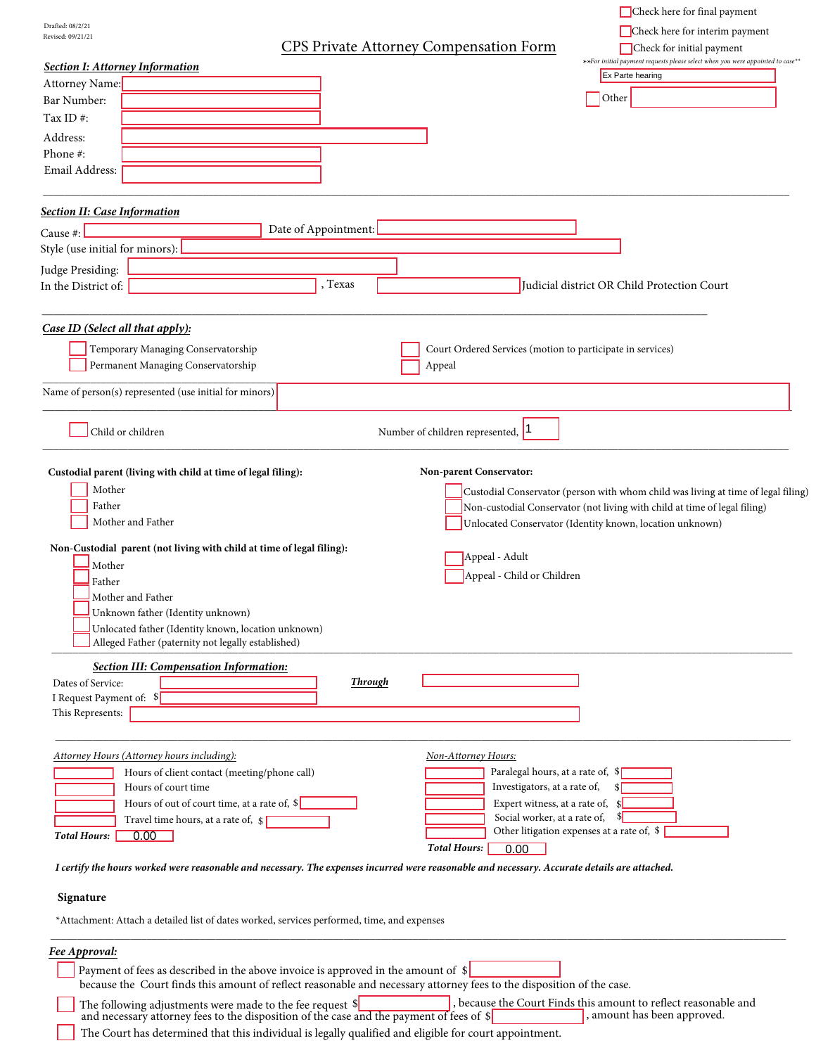Drafted: 08/2/21
Revised: 09/21/21

☐ Check here for final payment
☐ Check here for interim payment
☐ Check for initial payment

**For initial payment requests please select when you were appointed to case**

Ex Parte hearing

☐ Other

# CPS Private Attorney Compensation Form

## *Section I: Attorney Information*

Attorney Name:
Bar Number:
Tax ID #:
Address:
Phone #:
Email Address:

## *Section II: Case Information*

Cause #: Date of Appointment:
Style (use initial for minors):
Judge Presiding:
In the District of: , Texas Judicial district OR Child Protection Court

### *Case ID (Select all that apply):*

☐ Temporary Managing Conservatorship
☐ Permanent Managing Conservatorship
☐ Court Ordered Services (motion to participate in services)
☐ Appeal

Name of person(s) represented (use initial for minors)

☐ Child or children

Number of children represented, 1

**Custodial parent (living with child at time of legal filing):**

☐ Mother
☐ Father
☐ Mother and Father

**Non-parent Conservator:**

☐ Custodial Conservator (person with whom child was living at time of legal filing)
☐ Non-custodial Conservator (not living with child at time of legal filing)
☐ Unlocated Conservator (Identity known, location unknown)

**Non-Custodial parent (not living with child at time of legal filing):**

☐ Mother
☐ Father
☐ Mother and Father
☐ Unknown father (Identity unknown)
☐ Unlocated father (Identity known, location unknown)
☐ Alleged Father (paternity not legally established)

☐ Appeal - Adult
☐ Appeal - Child or Children

## *Section III: Compensation Information:*

Dates of Service: ***Through***
I Request Payment of: $
This Represents:

*Attorney Hours (Attorney hours including):*

Hours of client contact (meeting/phone call)
Hours of court time
Hours of out of court time, at a rate of, $
Travel time hours, at a rate of, $

***Total Hours:*** 0.00

*Non-Attorney Hours:*

Paralegal hours, at a rate of, $
Investigators, at a rate of, $
Expert witness, at a rate of, $
Social worker, at a rate of, $
Other litigation expenses at a rate of, $

***Total Hours:*** 0.00

***I certify the hours worked were reasonable and necessary. The expenses incurred were reasonable and necessary. Accurate details are attached.***

**Signature**

*Attachment: Attach a detailed list of dates worked, services performed, time, and expenses

## *Fee Approval:*

☐ Payment of fees as described in the above invoice is approved in the amount of $
because the Court finds this amount of reflect reasonable and necessary attorney fees to the disposition of the case.

☐ The following adjustments were made to the fee request $ , because the Court Finds this amount to reflect reasonable and and necessary attorney fees to the disposition of the case and the payment of fees of $ , amount has been approved.

☐ The Court has determined that this individual is legally qualified and eligible for court appointment.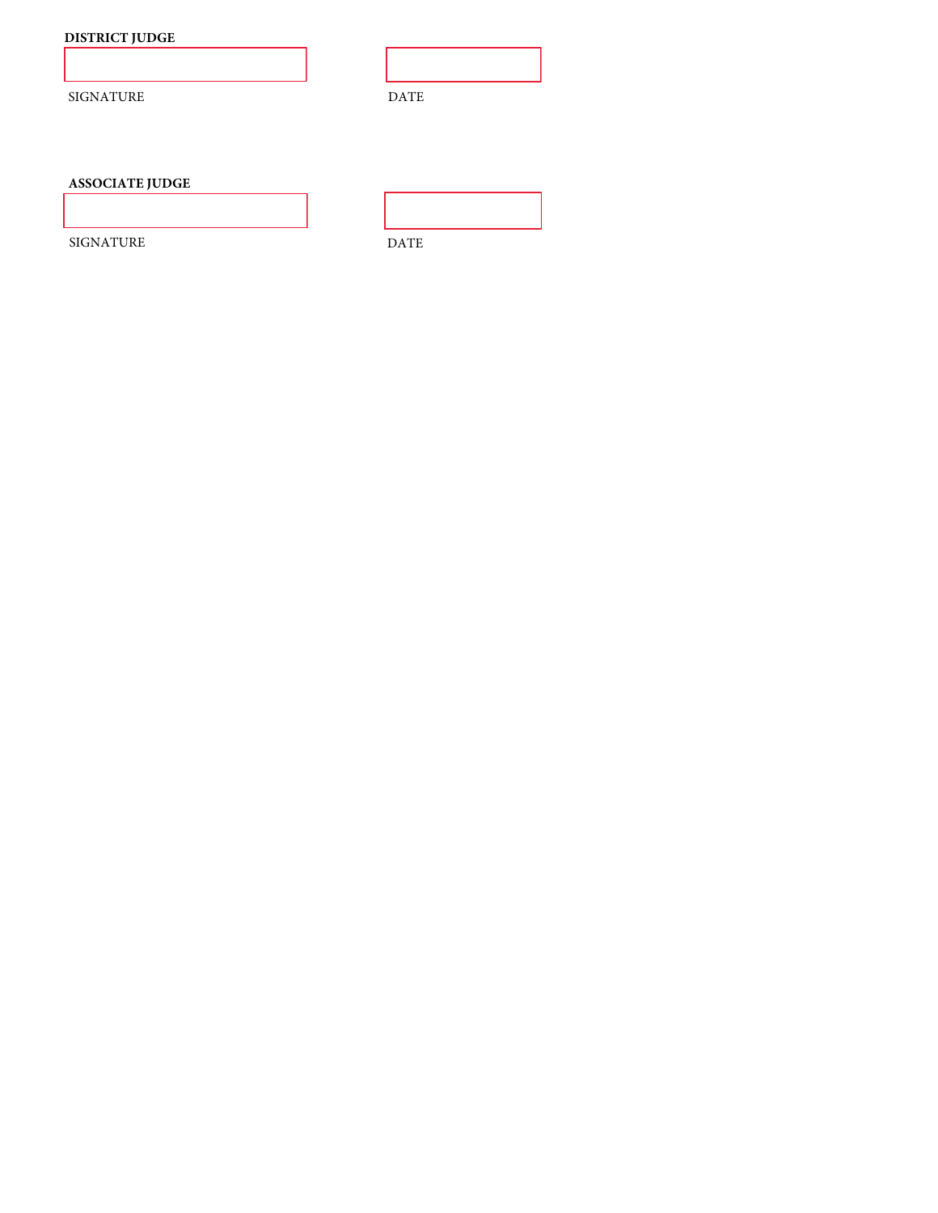**DISTRICT JUDGE**

SIGNATURE

DATE

**ASSOCIATE JUDGE**

SIGNATURE

DATE